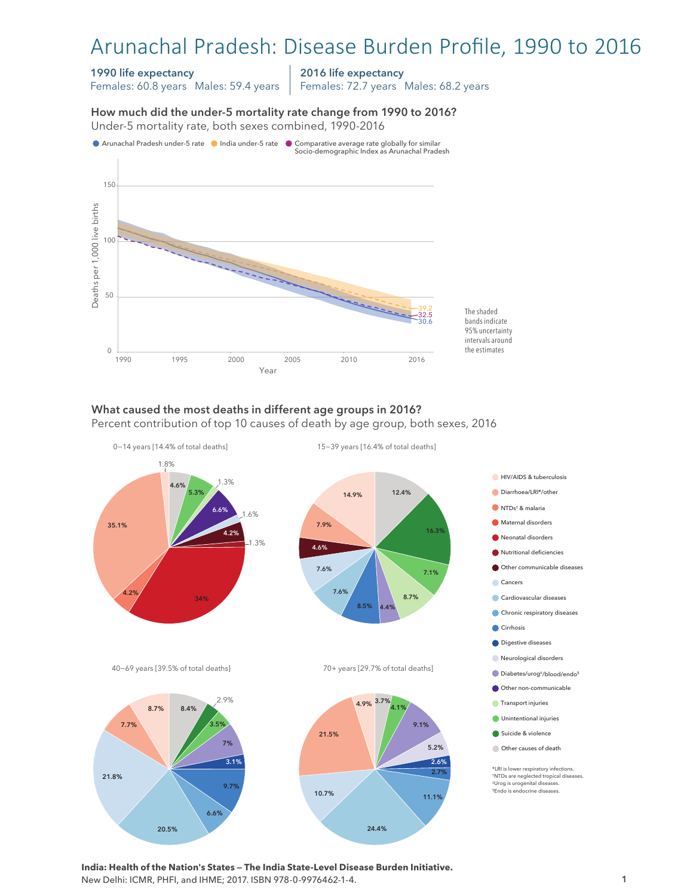# Arunachal Pradesh: Disease Burden Profile, 1990 to 2016

**1990 life expectancy**
Females: 60.8 years Males: 59.4 years

**2016 life expectancy**
Females: 72.7 years Males: 68.2 years

### How much did the under-5 mortality rate change from 1990 to 2016?

Under-5 mortality rate, both sexes combined, 1990-2016

- Arunachal Pradesh under-5 rate
- India under-5 rate
- Comparative average rate globally for similar Socio-demographic Index as Arunachal Pradesh

Deaths per 1,000 live births (y-axis: 0, 50, 100, 150); Year (x-axis: 1990, 1995, 2000, 2005, 2010, 2016)

2016 values: 39.2 (India), 32.5 (comparative global average), 30.6 (Arunachal Pradesh)

The shaded bands indicate 95% uncertainty intervals around the estimates

### What caused the most deaths in different age groups in 2016?

Percent contribution of top 10 causes of death by age group, both sexes, 2016

**0–14 years [14.4% of total deaths]**

| Cause | % |
|---|---|
| Diarrhoea/LRI*/other | 35.1% |
| Neonatal disorders | 34% |
| Other non-communicable | 6.6% |
| Unintentional injuries | 5.3% |
| Other causes of death | 4.6% |
| Other communicable diseases | 4.2% |
| NTDs† & malaria | 4.2% |
| HIV/AIDS & tuberculosis | 1.8% |
| Cancers | 1.6% |
| Transport injuries | 1.3% |
| Nutritional deficiencies | 1.3% |

**15–39 years [16.4% of total deaths]**

| Cause | % |
|---|---|
| Suicide & violence | 16.3% |
| HIV/AIDS & tuberculosis | 14.9% |
| Other causes of death | 12.4% |
| Transport injuries | 8.7% |
| Cirrhosis | 8.5% |
| Diarrhoea/LRI*/other | 7.9% |
| Cancers | 7.6% |
| Cardiovascular diseases | 7.6% |
| Unintentional injuries | 7.1% |
| Other communicable diseases | 4.6% |
| Diabetes/urog‡/blood/endo§ | 4.4% |

**40–69 years [39.5% of total deaths]**

| Cause | % |
|---|---|
| Cancers | 21.8% |
| Cardiovascular diseases | 20.5% |
| Cirrhosis | 9.7% |
| HIV/AIDS & tuberculosis | 8.7% |
| Other causes of death | 8.4% |
| Diarrhoea/LRI*/other | 7.7% |
| Diabetes/urog‡/blood/endo§ | 7% |
| Chronic respiratory diseases | 6.6% |
| Unintentional injuries | 3.5% |
| Digestive diseases | 3.1% |
| Suicide & violence | 2.9% |

**70+ years [29.7% of total deaths]**

| Cause | % |
|---|---|
| Cardiovascular diseases | 24.4% |
| Diarrhoea/LRI*/other | 21.5% |
| Chronic respiratory diseases | 11.1% |
| Cancers | 10.7% |
| Diabetes/urog‡/blood/endo§ | 9.1% |
| Neurological disorders | 5.2% |
| HIV/AIDS & tuberculosis | 4.9% |
| Unintentional injuries | 4.1% |
| Other causes of death | 3.7% |
| Cirrhosis | 2.7% |
| Digestive diseases | 2.6% |

Legend: HIV/AIDS & tuberculosis; Diarrhoea/LRI*/other; NTDs† & malaria; Maternal disorders; Neonatal disorders; Nutritional deficiencies; Other communicable diseases; Cancers; Cardiovascular diseases; Chronic respiratory diseases; Cirrhosis; Digestive diseases; Neurological disorders; Diabetes/urog‡/blood/endo§; Other non-communicable; Transport injuries; Unintentional injuries; Suicide & violence; Other causes of death

*LRI is lower respiratory infections.
†NTDs are neglected tropical diseases.
‡Urog is urogenital diseases.
§Endo is endocrine diseases.

**India: Health of the Nation's States — The India State-Level Disease Burden Initiative.**
New Delhi: ICMR, PHFI, and IHME; 2017. ISBN 978-0-9976462-1-4.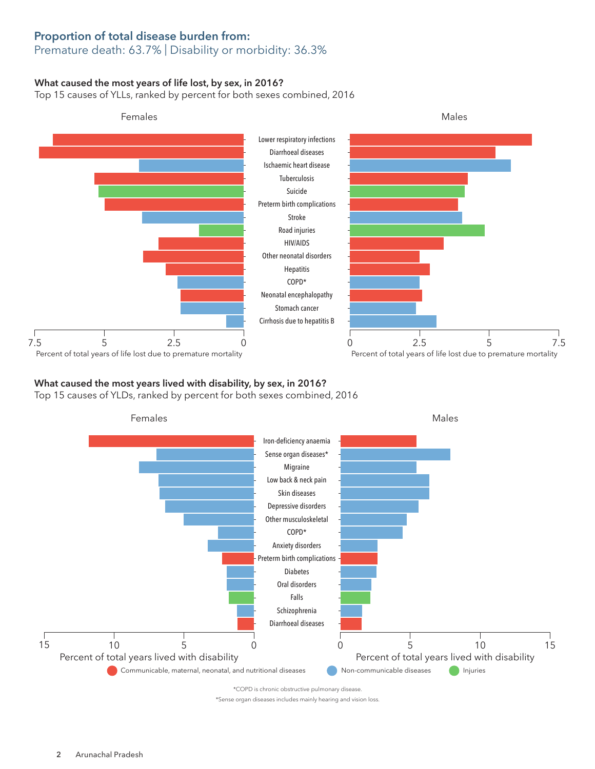## Proportion of total disease burden from:

Premature death: 63.7% | Disability or morbidity: 36.3%

### What caused the most years of life lost, by sex, in 2016?

Top 15 causes of YLLs, ranked by percent for both sexes combined, 2016

Females | Males

- Lower respiratory infections
- Diarrhoeal diseases
- Ischaemic heart disease
- Tuberculosis
- Suicide
- Preterm birth complications
- Stroke
- Road injuries
- HIV/AIDS
- Other neonatal disorders
- Hepatitis
- COPD*
- Neonatal encephalopathy
- Stomach cancer
- Cirrhosis due to hepatitis B

Percent of total years of life lost due to premature mortality

### What caused the most years lived with disability, by sex, in 2016?

Top 15 causes of YLDs, ranked by percent for both sexes combined, 2016

Females | Males

- Iron-deficiency anaemia
- Sense organ diseases*
- Migraine
- Low back & neck pain
- Skin diseases
- Depressive disorders
- Other musculoskeletal
- COPD*
- Anxiety disorders
- Preterm birth complications
- Diabetes
- Oral disorders
- Falls
- Schizophrenia
- Diarrhoeal diseases

Percent of total years lived with disability

Communicable, maternal, neonatal, and nutritional diseases | Non-communicable diseases | Injuries

*COPD is chronic obstructive pulmonary disease.

*Sense organ diseases includes mainly hearing and vision loss.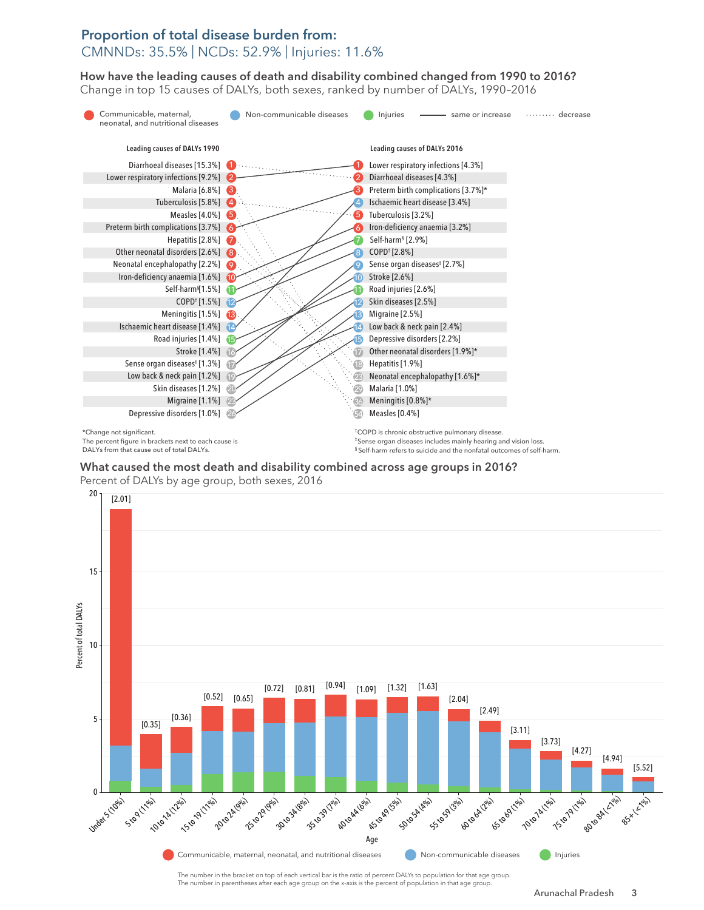## Proportion of total disease burden from:

CMNNDs: 35.5% | NCDs: 52.9% | Injuries: 11.6%

### How have the leading causes of death and disability combined changed from 1990 to 2016?

Change in top 15 causes of DALYs, both sexes, ranked by number of DALYs, 1990–2016

Communicable, maternal, neonatal, and nutritional diseases | Non-communicable diseases | Injuries | same or increase | decrease

| Rank | Leading causes of DALYs 1990 | Rank | Leading causes of DALYs 2016 |
|---|---|---|---|
| 1 | Diarrhoeal diseases [15.3%] | 1 | Lower respiratory infections [4.3%] |
| 2 | Lower respiratory infections [9.2%] | 2 | Diarrhoeal diseases [4.3%] |
| 3 | Malaria [6.8%] | 3 | Preterm birth complications [3.7%]* |
| 4 | Tuberculosis [5.8%] | 4 | Ischaemic heart disease [3.4%] |
| 5 | Measles [4.0%] | 5 | Tuberculosis [3.2%] |
| 6 | Preterm birth complications [3.7%] | 6 | Iron-deficiency anaemia [3.2%] |
| 7 | Hepatitis [2.8%] | 7 | Self-harm§ [2.9%] |
| 8 | Other neonatal disorders [2.6%] | 8 | COPD† [2.8%] |
| 9 | Neonatal encephalopathy [2.2%] | 9 | Sense organ diseases‡ [2.7%] |
| 10 | Iron-deficiency anaemia [1.6%] | 10 | Stroke [2.6%] |
| 11 | Self-harm§ [1.5%] | 11 | Road injuries [2.6%] |
| 12 | COPD† [1.5%] | 12 | Skin diseases [2.5%] |
| 13 | Meningitis [1.5%] | 13 | Migraine [2.5%] |
| 14 | Ischaemic heart disease [1.4%] | 14 | Low back & neck pain [2.4%] |
| 15 | Road injuries [1.4%] | 15 | Depressive disorders [2.2%] |
| 16 | Stroke [1.4%] | 17 | Other neonatal disorders [1.9%]* |
| 17 | Sense organ diseases‡ [1.3%] | 18 | Hepatitis [1.9%] |
| 19 | Low back & neck pain [1.2%] | 23 | Neonatal encephalopathy [1.6%]* |
| 20 | Skin diseases [1.2%] | 29 | Malaria [1.0%] |
| 23 | Migraine [1.1%] | 36 | Meningitis [0.8%]* |
| 26 | Depressive disorders [1.0%] | 54 | Measles [0.4%] |

*Change not significant.
The percent figure in brackets next to each cause is DALYs from that cause out of total DALYs.

†COPD is chronic obstructive pulmonary disease.
‡Sense organ diseases includes mainly hearing and vision loss.
§Self-harm refers to suicide and the nonfatal outcomes of self-harm.

### What caused the most death and disability combined across age groups in 2016?

Percent of DALYs by age group, both sexes, 2016

| Age (percent of population) | Ratio of percent DALYs to population |
|---|---|
| Under 5 (10%) | [2.01] |
| 5 to 9 (11%) | [0.35] |
| 10 to 14 (12%) | [0.36] |
| 15 to 19 (11%) | [0.52] |
| 20 to 24 (9%) | [0.65] |
| 25 to 29 (9%) | [0.72] |
| 30 to 34 (8%) | [0.81] |
| 35 to 39 (7%) | [0.94] |
| 40 to 44 (6%) | [1.09] |
| 45 to 49 (5%) | [1.32] |
| 50 to 54 (4%) | [1.63] |
| 55 to 59 (3%) | [2.04] |
| 60 to 64 (2%) | [2.49] |
| 65 to 69 (1%) | [3.11] |
| 70 to 74 (1%) | [3.73] |
| 75 to 79 (1%) | [4.27] |
| 80 to 84 (<1%) | [4.94] |
| 85+ (<1%) | [5.52] |

Communicable, maternal, neonatal, and nutritional diseases | Non-communicable diseases | Injuries

The number in the bracket on top of each vertical bar is the ratio of percent DALYs to population for that age group.
The number in parentheses after each age group on the x-axis is the percent of population in that age group.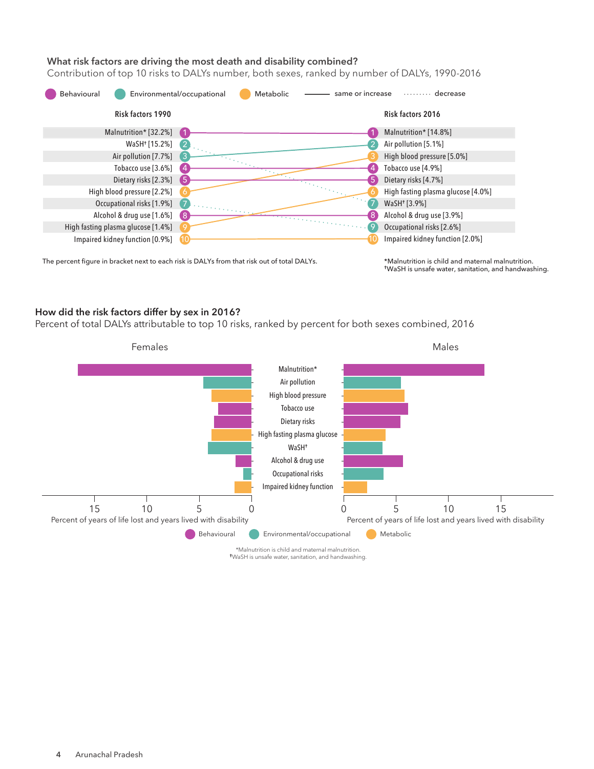### What risk factors are driving the most death and disability combined?

Contribution of top 10 risks to DALYs number, both sexes, ranked by number of DALYs, 1990-2016

Behavioural · Environmental/occupational · Metabolic · same or increase · decrease

**Risk factors 1990**

1 Malnutrition* [32.2%]
2 WaSH† [15.2%]
3 Air pollution [7.7%]
4 Tobacco use [3.6%]
5 Dietary risks [2.3%]
6 High blood pressure [2.2%]
7 Occupational risks [1.9%]
8 Alcohol & drug use [1.6%]
9 High fasting plasma glucose [1.4%]
10 Impaired kidney function [0.9%]

**Risk factors 2016**

1 Malnutrition* [14.8%]
2 Air pollution [5.1%]
3 High blood pressure [5.0%]
4 Tobacco use [4.9%]
5 Dietary risks [4.7%]
6 High fasting plasma glucose [4.0%]
7 WaSH† [3.9%]
8 Alcohol & drug use [3.9%]
9 Occupational risks [2.6%]
10 Impaired kidney function [2.0%]

The percent figure in bracket next to each risk is DALYs from that risk out of total DALYs.

*Malnutrition is child and maternal malnutrition.
†WaSH is unsafe water, sanitation, and handwashing.

### How did the risk factors differ by sex in 2016?

Percent of total DALYs attributable to top 10 risks, ranked by percent for both sexes combined, 2016

Females | Males

Malnutrition*
Air pollution
High blood pressure
Tobacco use
Dietary risks
High fasting plasma glucose
WaSH†
Alcohol & drug use
Occupational risks
Impaired kidney function

15 10 5 0 | 0 5 10 15

Percent of years of life lost and years lived with disability | Percent of years of life lost and years lived with disability

Behavioural · Environmental/occupational · Metabolic

*Malnutrition is child and maternal malnutrition.
†WaSH is unsafe water, sanitation, and handwashing.